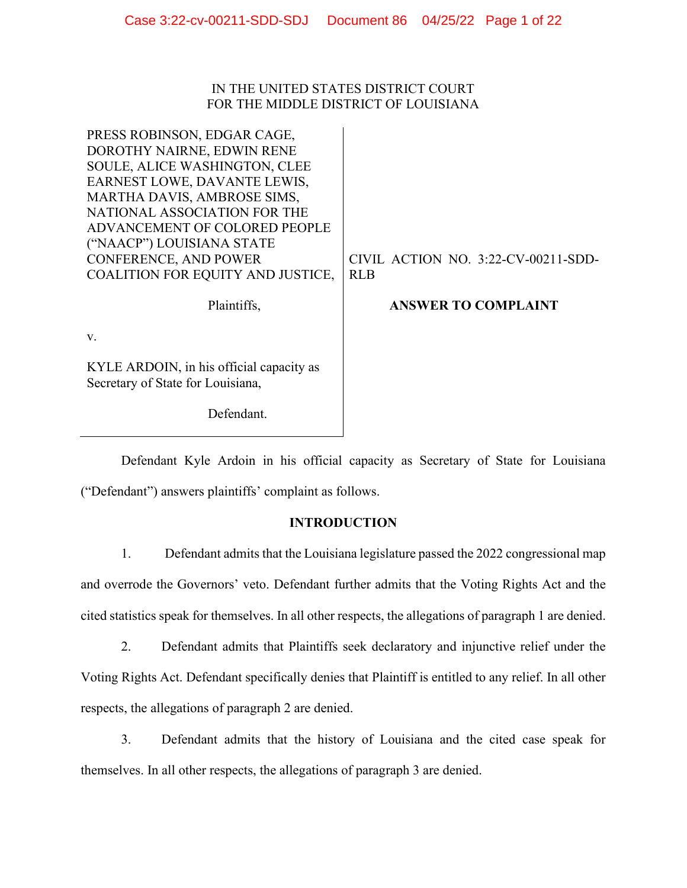IN THE UNITED STATES DISTRICT COURT
FOR THE MIDDLE DISTRICT OF LOUISIANA

| | |
|---|---|
| PRESS ROBINSON, EDGAR CAGE, DOROTHY NAIRNE, EDWIN RENE SOULE, ALICE WASHINGTON, CLEE EARNEST LOWE, DAVANTE LEWIS, MARTHA DAVIS, AMBROSE SIMS, NATIONAL ASSOCIATION FOR THE ADVANCEMENT OF COLORED PEOPLE ("NAACP") LOUISIANA STATE CONFERENCE, AND POWER COALITION FOR EQUITY AND JUSTICE, | CIVIL ACTION NO. 3:22-CV-00211-SDD-RLB |
| Plaintiffs, | **ANSWER TO COMPLAINT** |
| v. | |
| KYLE ARDOIN, in his official capacity as Secretary of State for Louisiana, | |
| Defendant. | |

Defendant Kyle Ardoin in his official capacity as Secretary of State for Louisiana ("Defendant") answers plaintiffs' complaint as follows.

## INTRODUCTION

1. Defendant admits that the Louisiana legislature passed the 2022 congressional map and overrode the Governors' veto. Defendant further admits that the Voting Rights Act and the cited statistics speak for themselves. In all other respects, the allegations of paragraph 1 are denied.

2. Defendant admits that Plaintiffs seek declaratory and injunctive relief under the Voting Rights Act. Defendant specifically denies that Plaintiff is entitled to any relief. In all other respects, the allegations of paragraph 2 are denied.

3. Defendant admits that the history of Louisiana and the cited case speak for themselves. In all other respects, the allegations of paragraph 3 are denied.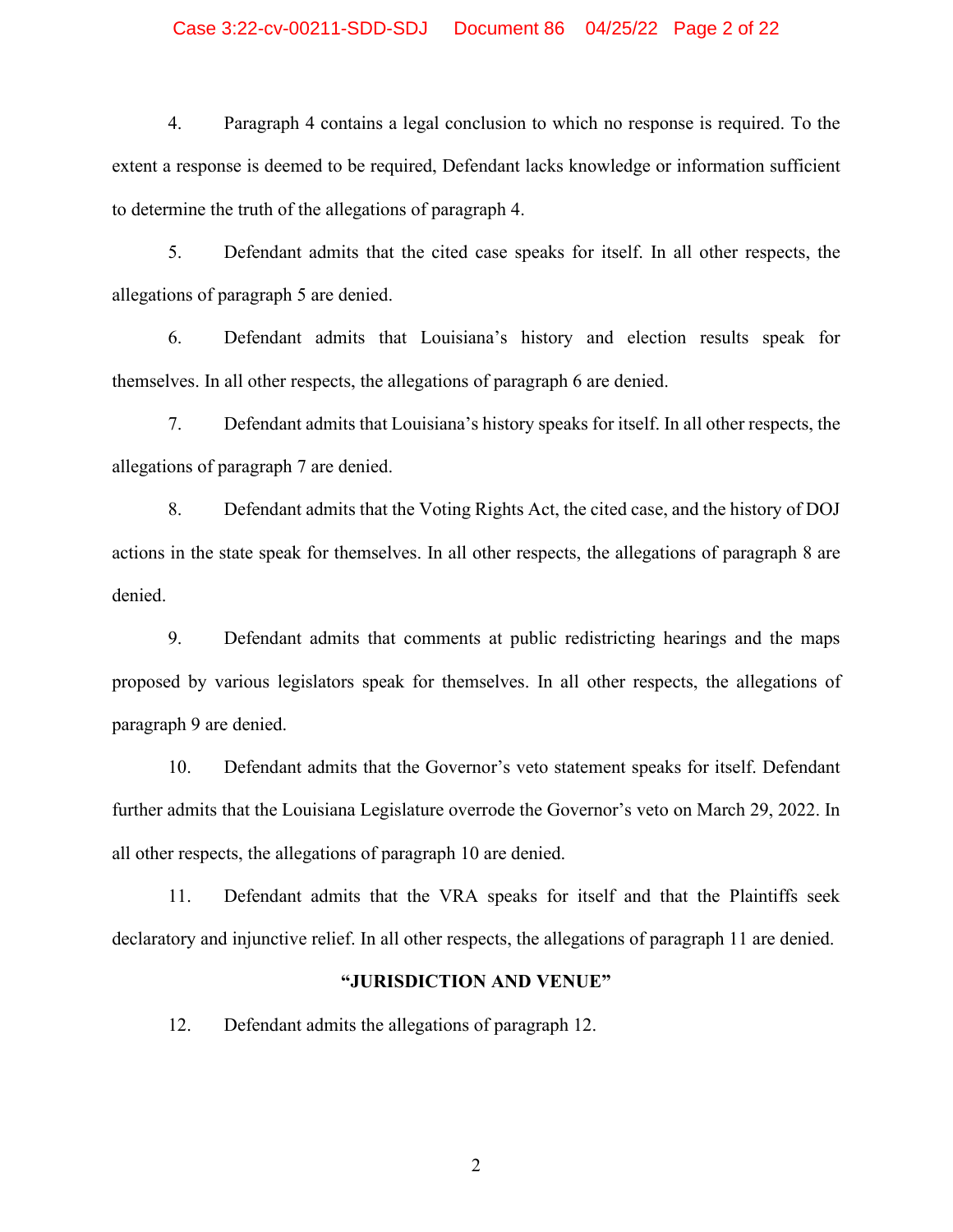4. Paragraph 4 contains a legal conclusion to which no response is required. To the extent a response is deemed to be required, Defendant lacks knowledge or information sufficient to determine the truth of the allegations of paragraph 4.

5. Defendant admits that the cited case speaks for itself. In all other respects, the allegations of paragraph 5 are denied.

6. Defendant admits that Louisiana's history and election results speak for themselves. In all other respects, the allegations of paragraph 6 are denied.

7. Defendant admits that Louisiana's history speaks for itself. In all other respects, the allegations of paragraph 7 are denied.

8. Defendant admits that the Voting Rights Act, the cited case, and the history of DOJ actions in the state speak for themselves. In all other respects, the allegations of paragraph 8 are denied.

9. Defendant admits that comments at public redistricting hearings and the maps proposed by various legislators speak for themselves. In all other respects, the allegations of paragraph 9 are denied.

10. Defendant admits that the Governor's veto statement speaks for itself. Defendant further admits that the Louisiana Legislature overrode the Governor's veto on March 29, 2022. In all other respects, the allegations of paragraph 10 are denied.

11. Defendant admits that the VRA speaks for itself and that the Plaintiffs seek declaratory and injunctive relief. In all other respects, the allegations of paragraph 11 are denied.

## "JURISDICTION AND VENUE"

12. Defendant admits the allegations of paragraph 12.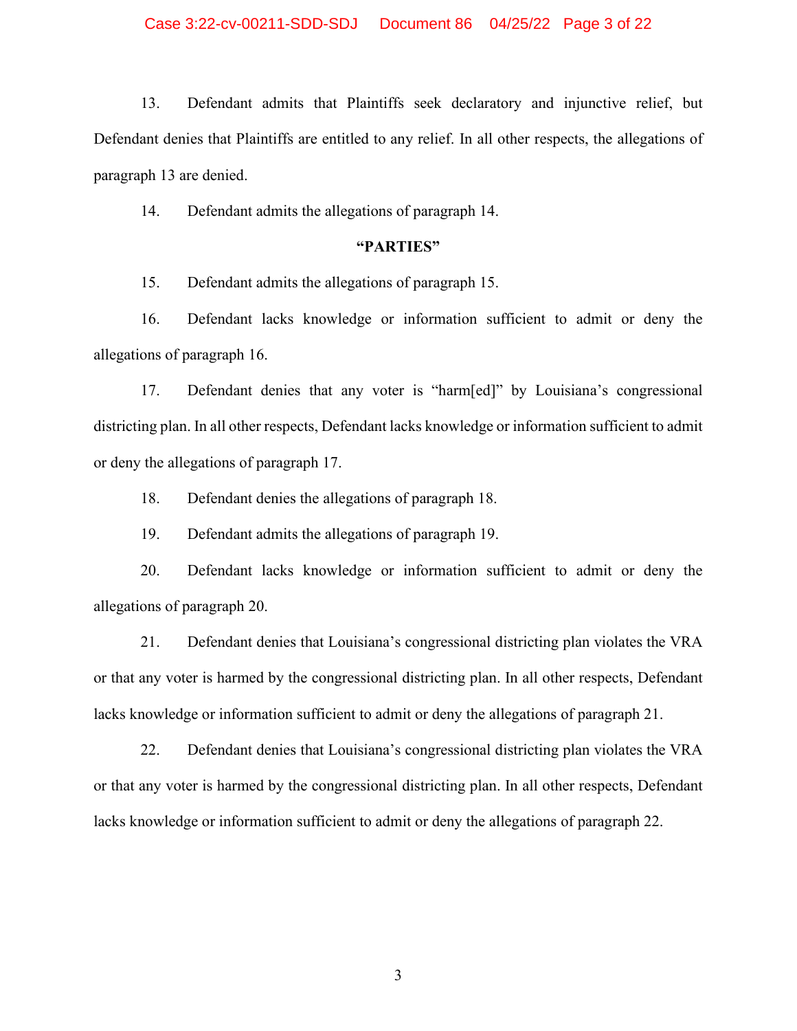13. Defendant admits that Plaintiffs seek declaratory and injunctive relief, but Defendant denies that Plaintiffs are entitled to any relief. In all other respects, the allegations of paragraph 13 are denied.

14. Defendant admits the allegations of paragraph 14.

**"PARTIES"**

15. Defendant admits the allegations of paragraph 15.

16. Defendant lacks knowledge or information sufficient to admit or deny the allegations of paragraph 16.

17. Defendant denies that any voter is "harm[ed]" by Louisiana's congressional districting plan. In all other respects, Defendant lacks knowledge or information sufficient to admit or deny the allegations of paragraph 17.

18. Defendant denies the allegations of paragraph 18.

19. Defendant admits the allegations of paragraph 19.

20. Defendant lacks knowledge or information sufficient to admit or deny the allegations of paragraph 20.

21. Defendant denies that Louisiana's congressional districting plan violates the VRA or that any voter is harmed by the congressional districting plan. In all other respects, Defendant lacks knowledge or information sufficient to admit or deny the allegations of paragraph 21.

22. Defendant denies that Louisiana's congressional districting plan violates the VRA or that any voter is harmed by the congressional districting plan. In all other respects, Defendant lacks knowledge or information sufficient to admit or deny the allegations of paragraph 22.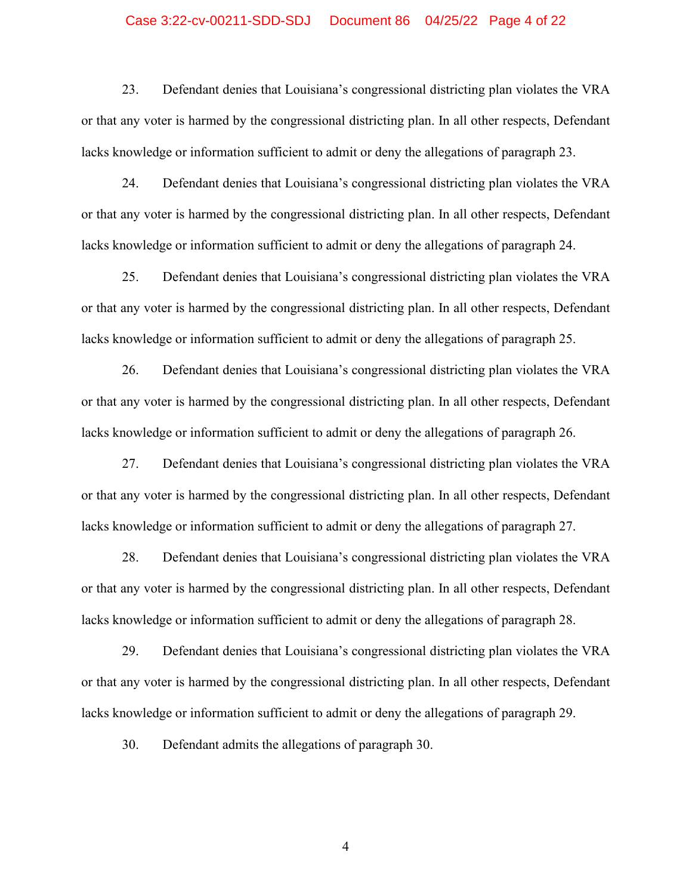23. Defendant denies that Louisiana's congressional districting plan violates the VRA or that any voter is harmed by the congressional districting plan. In all other respects, Defendant lacks knowledge or information sufficient to admit or deny the allegations of paragraph 23.

24. Defendant denies that Louisiana's congressional districting plan violates the VRA or that any voter is harmed by the congressional districting plan. In all other respects, Defendant lacks knowledge or information sufficient to admit or deny the allegations of paragraph 24.

25. Defendant denies that Louisiana's congressional districting plan violates the VRA or that any voter is harmed by the congressional districting plan. In all other respects, Defendant lacks knowledge or information sufficient to admit or deny the allegations of paragraph 25.

26. Defendant denies that Louisiana's congressional districting plan violates the VRA or that any voter is harmed by the congressional districting plan. In all other respects, Defendant lacks knowledge or information sufficient to admit or deny the allegations of paragraph 26.

27. Defendant denies that Louisiana's congressional districting plan violates the VRA or that any voter is harmed by the congressional districting plan. In all other respects, Defendant lacks knowledge or information sufficient to admit or deny the allegations of paragraph 27.

28. Defendant denies that Louisiana's congressional districting plan violates the VRA or that any voter is harmed by the congressional districting plan. In all other respects, Defendant lacks knowledge or information sufficient to admit or deny the allegations of paragraph 28.

29. Defendant denies that Louisiana's congressional districting plan violates the VRA or that any voter is harmed by the congressional districting plan. In all other respects, Defendant lacks knowledge or information sufficient to admit or deny the allegations of paragraph 29.

30. Defendant admits the allegations of paragraph 30.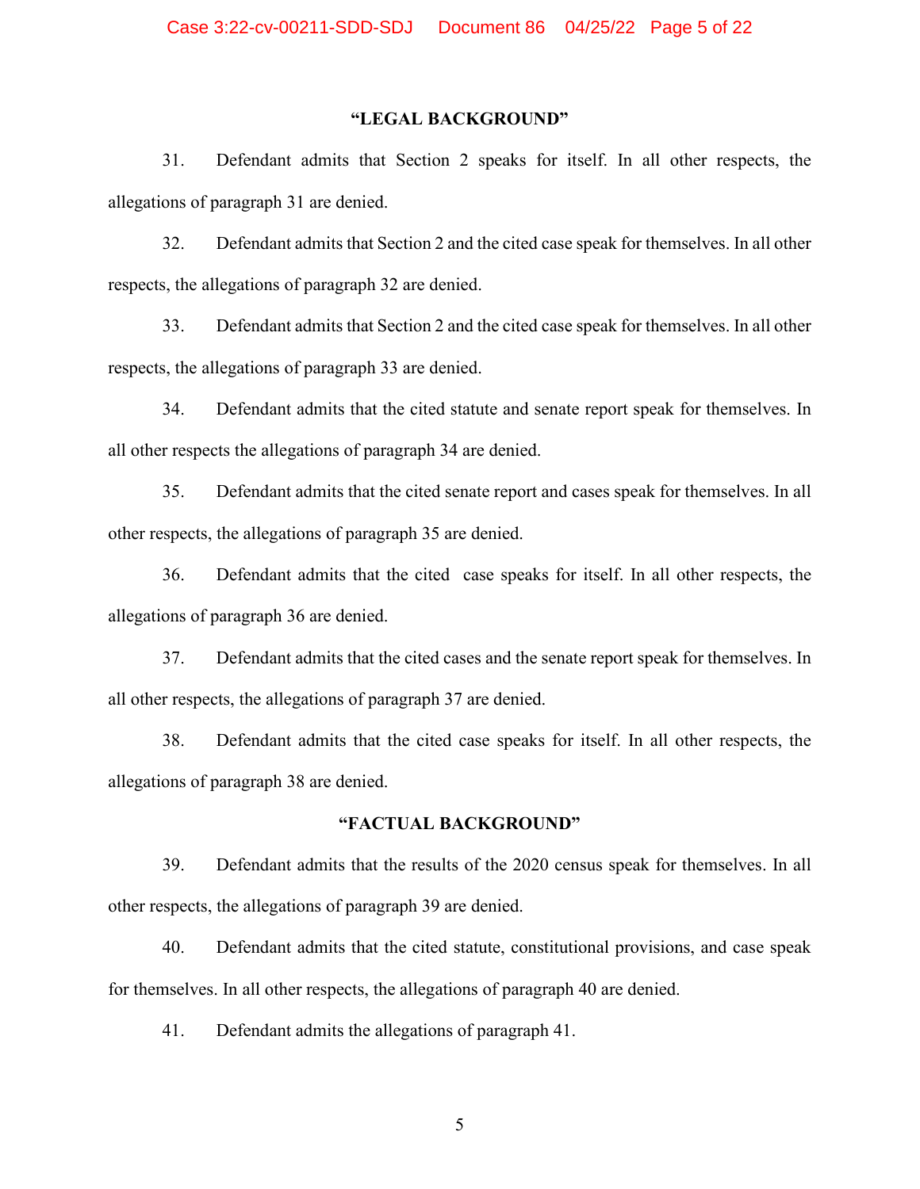## "LEGAL BACKGROUND"

31. Defendant admits that Section 2 speaks for itself. In all other respects, the allegations of paragraph 31 are denied.

32. Defendant admits that Section 2 and the cited case speak for themselves. In all other respects, the allegations of paragraph 32 are denied.

33. Defendant admits that Section 2 and the cited case speak for themselves. In all other respects, the allegations of paragraph 33 are denied.

34. Defendant admits that the cited statute and senate report speak for themselves. In all other respects the allegations of paragraph 34 are denied.

35. Defendant admits that the cited senate report and cases speak for themselves. In all other respects, the allegations of paragraph 35 are denied.

36. Defendant admits that the cited case speaks for itself. In all other respects, the allegations of paragraph 36 are denied.

37. Defendant admits that the cited cases and the senate report speak for themselves. In all other respects, the allegations of paragraph 37 are denied.

38. Defendant admits that the cited case speaks for itself. In all other respects, the allegations of paragraph 38 are denied.

## "FACTUAL BACKGROUND"

39. Defendant admits that the results of the 2020 census speak for themselves. In all other respects, the allegations of paragraph 39 are denied.

40. Defendant admits that the cited statute, constitutional provisions, and case speak for themselves. In all other respects, the allegations of paragraph 40 are denied.

41. Defendant admits the allegations of paragraph 41.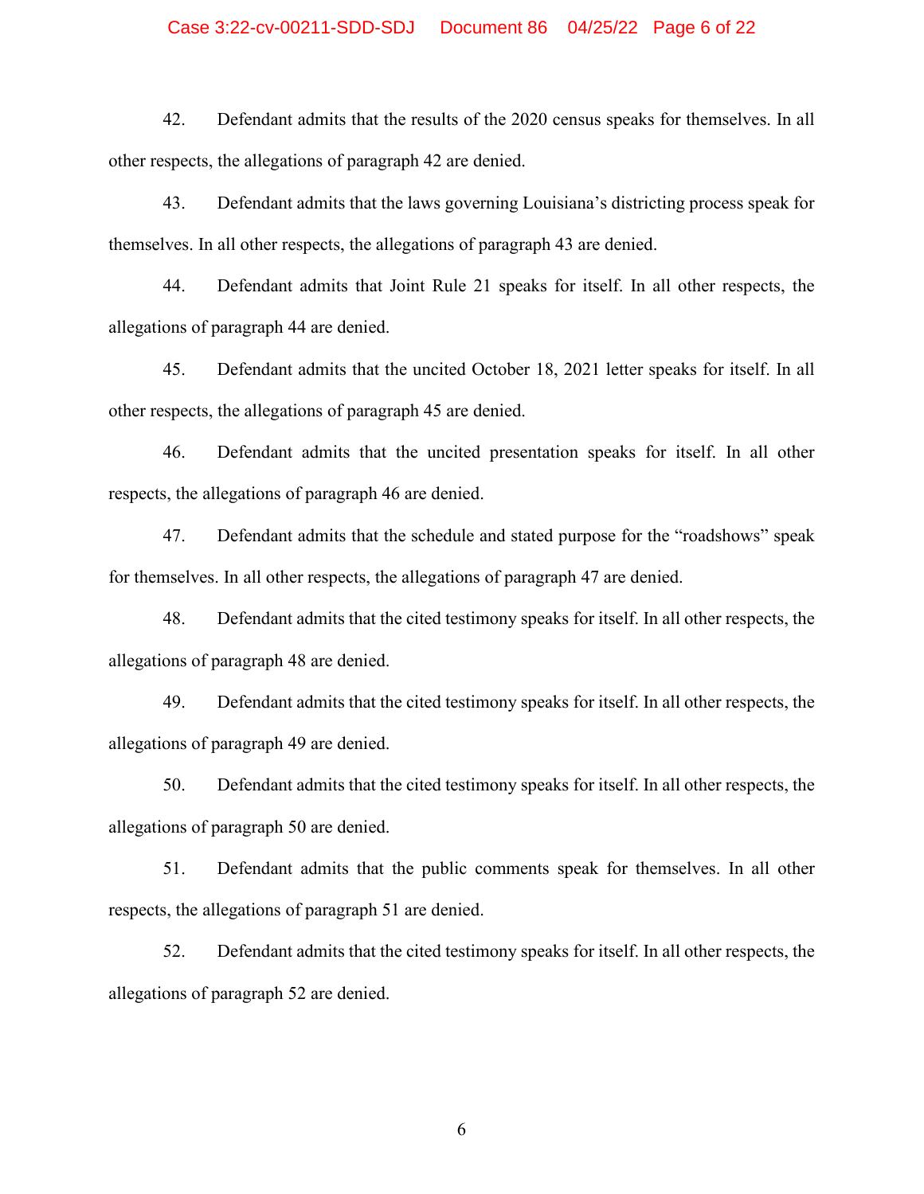42. Defendant admits that the results of the 2020 census speaks for themselves. In all other respects, the allegations of paragraph 42 are denied.

43. Defendant admits that the laws governing Louisiana's districting process speak for themselves. In all other respects, the allegations of paragraph 43 are denied.

44. Defendant admits that Joint Rule 21 speaks for itself. In all other respects, the allegations of paragraph 44 are denied.

45. Defendant admits that the uncited October 18, 2021 letter speaks for itself. In all other respects, the allegations of paragraph 45 are denied.

46. Defendant admits that the uncited presentation speaks for itself. In all other respects, the allegations of paragraph 46 are denied.

47. Defendant admits that the schedule and stated purpose for the "roadshows" speak for themselves. In all other respects, the allegations of paragraph 47 are denied.

48. Defendant admits that the cited testimony speaks for itself. In all other respects, the allegations of paragraph 48 are denied.

49. Defendant admits that the cited testimony speaks for itself. In all other respects, the allegations of paragraph 49 are denied.

50. Defendant admits that the cited testimony speaks for itself. In all other respects, the allegations of paragraph 50 are denied.

51. Defendant admits that the public comments speak for themselves. In all other respects, the allegations of paragraph 51 are denied.

52. Defendant admits that the cited testimony speaks for itself. In all other respects, the allegations of paragraph 52 are denied.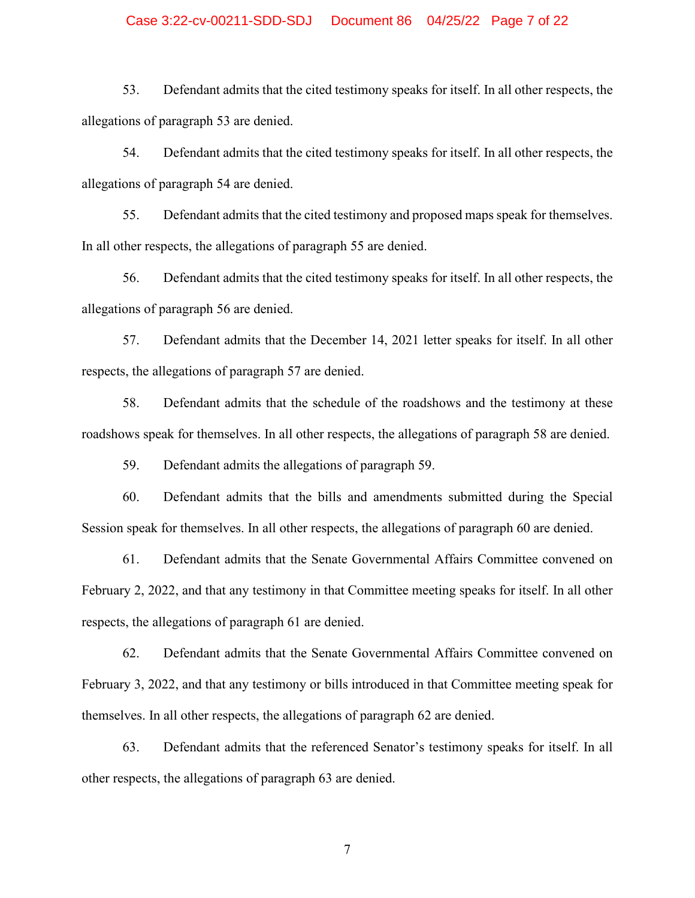53. Defendant admits that the cited testimony speaks for itself. In all other respects, the allegations of paragraph 53 are denied.

54. Defendant admits that the cited testimony speaks for itself. In all other respects, the allegations of paragraph 54 are denied.

55. Defendant admits that the cited testimony and proposed maps speak for themselves. In all other respects, the allegations of paragraph 55 are denied.

56. Defendant admits that the cited testimony speaks for itself. In all other respects, the allegations of paragraph 56 are denied.

57. Defendant admits that the December 14, 2021 letter speaks for itself. In all other respects, the allegations of paragraph 57 are denied.

58. Defendant admits that the schedule of the roadshows and the testimony at these roadshows speak for themselves. In all other respects, the allegations of paragraph 58 are denied.

59. Defendant admits the allegations of paragraph 59.

60. Defendant admits that the bills and amendments submitted during the Special Session speak for themselves. In all other respects, the allegations of paragraph 60 are denied.

61. Defendant admits that the Senate Governmental Affairs Committee convened on February 2, 2022, and that any testimony in that Committee meeting speaks for itself. In all other respects, the allegations of paragraph 61 are denied.

62. Defendant admits that the Senate Governmental Affairs Committee convened on February 3, 2022, and that any testimony or bills introduced in that Committee meeting speak for themselves. In all other respects, the allegations of paragraph 62 are denied.

63. Defendant admits that the referenced Senator's testimony speaks for itself. In all other respects, the allegations of paragraph 63 are denied.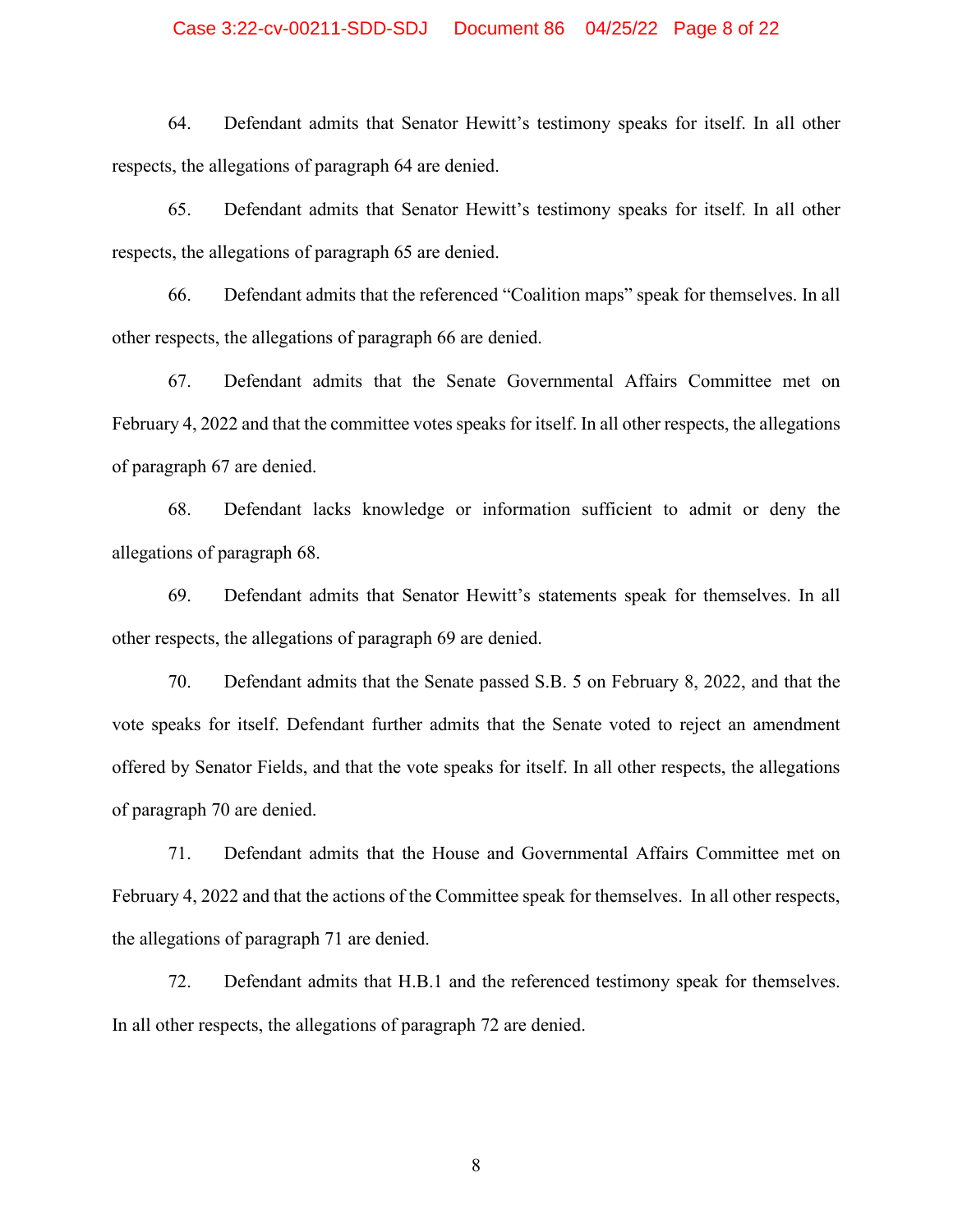64. Defendant admits that Senator Hewitt's testimony speaks for itself. In all other respects, the allegations of paragraph 64 are denied.

65. Defendant admits that Senator Hewitt's testimony speaks for itself. In all other respects, the allegations of paragraph 65 are denied.

66. Defendant admits that the referenced "Coalition maps" speak for themselves. In all other respects, the allegations of paragraph 66 are denied.

67. Defendant admits that the Senate Governmental Affairs Committee met on February 4, 2022 and that the committee votes speaks for itself. In all other respects, the allegations of paragraph 67 are denied.

68. Defendant lacks knowledge or information sufficient to admit or deny the allegations of paragraph 68.

69. Defendant admits that Senator Hewitt's statements speak for themselves. In all other respects, the allegations of paragraph 69 are denied.

70. Defendant admits that the Senate passed S.B. 5 on February 8, 2022, and that the vote speaks for itself. Defendant further admits that the Senate voted to reject an amendment offered by Senator Fields, and that the vote speaks for itself. In all other respects, the allegations of paragraph 70 are denied.

71. Defendant admits that the House and Governmental Affairs Committee met on February 4, 2022 and that the actions of the Committee speak for themselves. In all other respects, the allegations of paragraph 71 are denied.

72. Defendant admits that H.B.1 and the referenced testimony speak for themselves. In all other respects, the allegations of paragraph 72 are denied.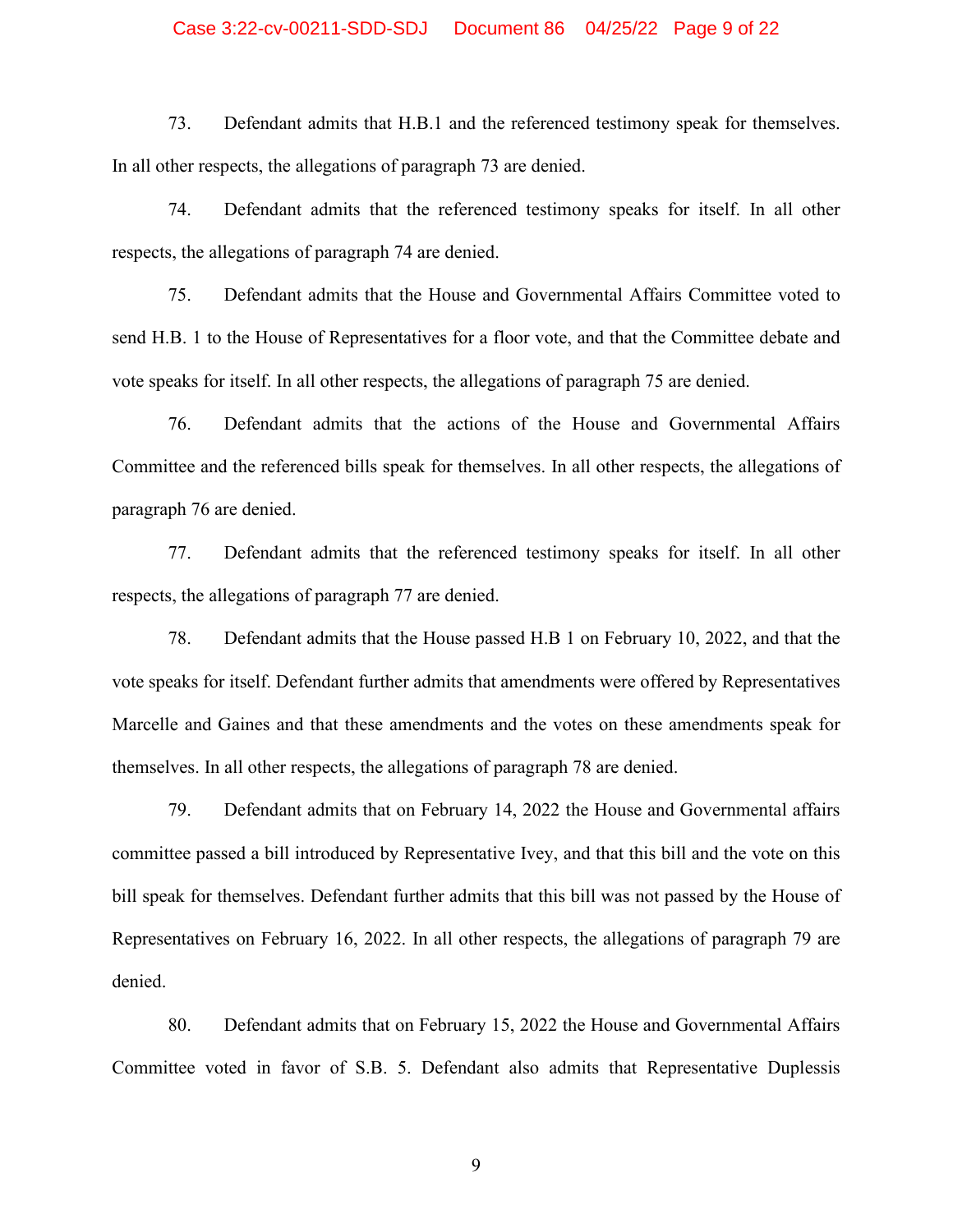73. Defendant admits that H.B.1 and the referenced testimony speak for themselves. In all other respects, the allegations of paragraph 73 are denied.

74. Defendant admits that the referenced testimony speaks for itself. In all other respects, the allegations of paragraph 74 are denied.

75. Defendant admits that the House and Governmental Affairs Committee voted to send H.B. 1 to the House of Representatives for a floor vote, and that the Committee debate and vote speaks for itself. In all other respects, the allegations of paragraph 75 are denied.

76. Defendant admits that the actions of the House and Governmental Affairs Committee and the referenced bills speak for themselves. In all other respects, the allegations of paragraph 76 are denied.

77. Defendant admits that the referenced testimony speaks for itself. In all other respects, the allegations of paragraph 77 are denied.

78. Defendant admits that the House passed H.B 1 on February 10, 2022, and that the vote speaks for itself. Defendant further admits that amendments were offered by Representatives Marcelle and Gaines and that these amendments and the votes on these amendments speak for themselves. In all other respects, the allegations of paragraph 78 are denied.

79. Defendant admits that on February 14, 2022 the House and Governmental affairs committee passed a bill introduced by Representative Ivey, and that this bill and the vote on this bill speak for themselves. Defendant further admits that this bill was not passed by the House of Representatives on February 16, 2022. In all other respects, the allegations of paragraph 79 are denied.

80. Defendant admits that on February 15, 2022 the House and Governmental Affairs Committee voted in favor of S.B. 5. Defendant also admits that Representative Duplessis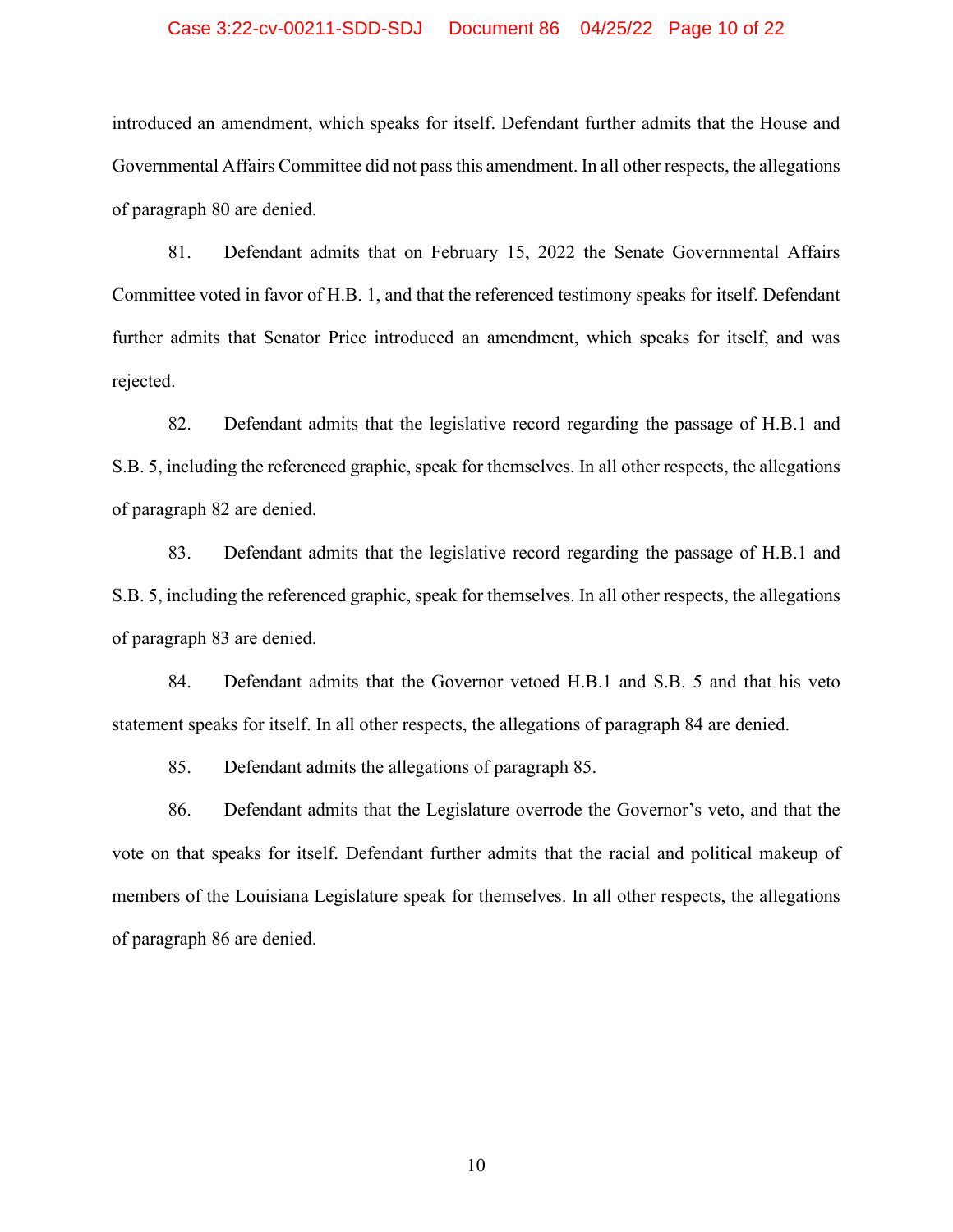introduced an amendment, which speaks for itself. Defendant further admits that the House and Governmental Affairs Committee did not pass this amendment. In all other respects, the allegations of paragraph 80 are denied.

81. Defendant admits that on February 15, 2022 the Senate Governmental Affairs Committee voted in favor of H.B. 1, and that the referenced testimony speaks for itself. Defendant further admits that Senator Price introduced an amendment, which speaks for itself, and was rejected.

82. Defendant admits that the legislative record regarding the passage of H.B.1 and S.B. 5, including the referenced graphic, speak for themselves. In all other respects, the allegations of paragraph 82 are denied.

83. Defendant admits that the legislative record regarding the passage of H.B.1 and S.B. 5, including the referenced graphic, speak for themselves. In all other respects, the allegations of paragraph 83 are denied.

84. Defendant admits that the Governor vetoed H.B.1 and S.B. 5 and that his veto statement speaks for itself. In all other respects, the allegations of paragraph 84 are denied.

85. Defendant admits the allegations of paragraph 85.

86. Defendant admits that the Legislature overrode the Governor's veto, and that the vote on that speaks for itself. Defendant further admits that the racial and political makeup of members of the Louisiana Legislature speak for themselves. In all other respects, the allegations of paragraph 86 are denied.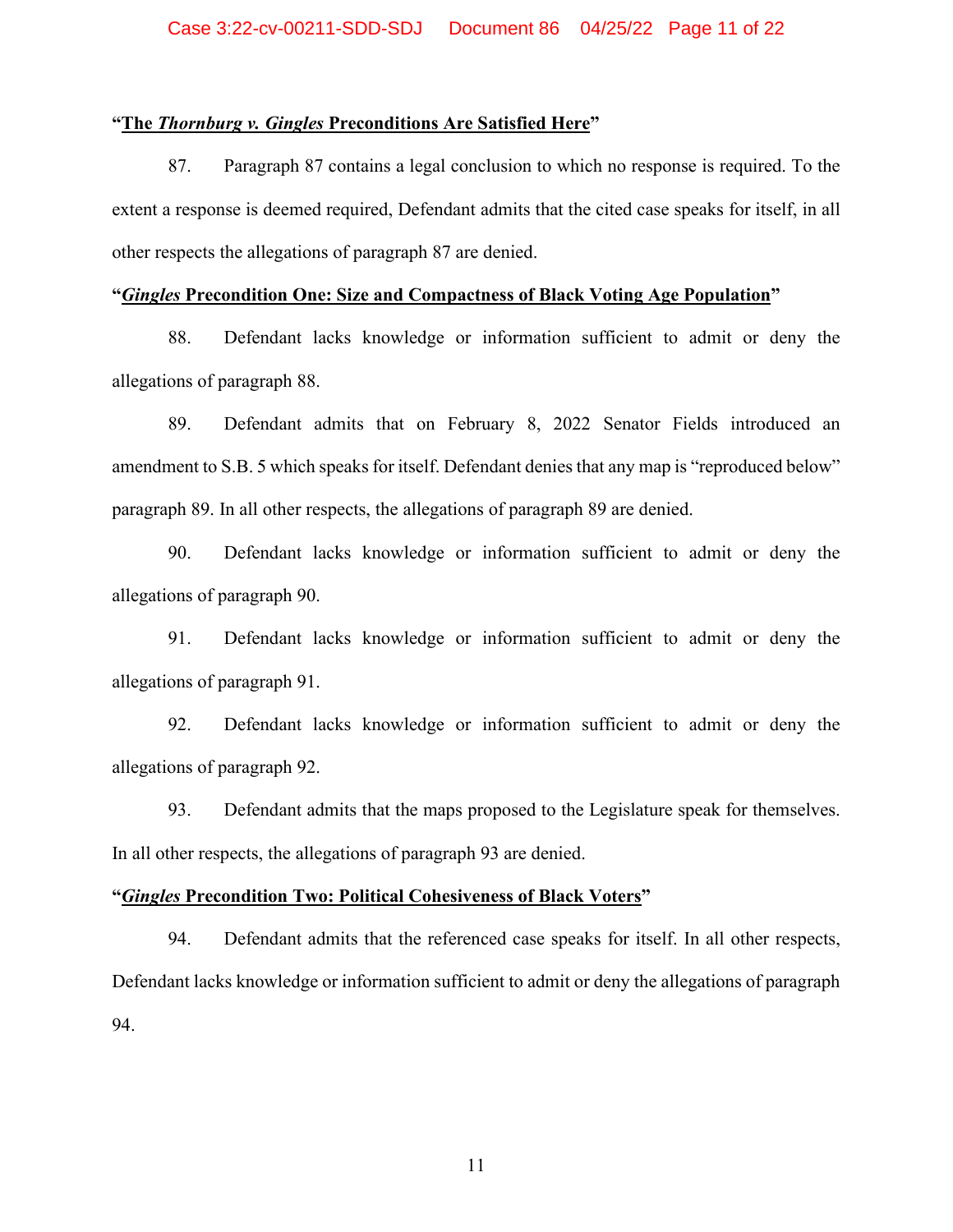**“The *Thornburg v. Gingles* Preconditions Are Satisfied Here”**

87. Paragraph 87 contains a legal conclusion to which no response is required. To the extent a response is deemed required, Defendant admits that the cited case speaks for itself, in all other respects the allegations of paragraph 87 are denied.

**“*Gingles* Precondition One: Size and Compactness of Black Voting Age Population”**

88. Defendant lacks knowledge or information sufficient to admit or deny the allegations of paragraph 88.

89. Defendant admits that on February 8, 2022 Senator Fields introduced an amendment to S.B. 5 which speaks for itself. Defendant denies that any map is “reproduced below” paragraph 89. In all other respects, the allegations of paragraph 89 are denied.

90. Defendant lacks knowledge or information sufficient to admit or deny the allegations of paragraph 90.

91. Defendant lacks knowledge or information sufficient to admit or deny the allegations of paragraph 91.

92. Defendant lacks knowledge or information sufficient to admit or deny the allegations of paragraph 92.

93. Defendant admits that the maps proposed to the Legislature speak for themselves. In all other respects, the allegations of paragraph 93 are denied.

**“*Gingles* Precondition Two: Political Cohesiveness of Black Voters”**

94. Defendant admits that the referenced case speaks for itself. In all other respects, Defendant lacks knowledge or information sufficient to admit or deny the allegations of paragraph 94.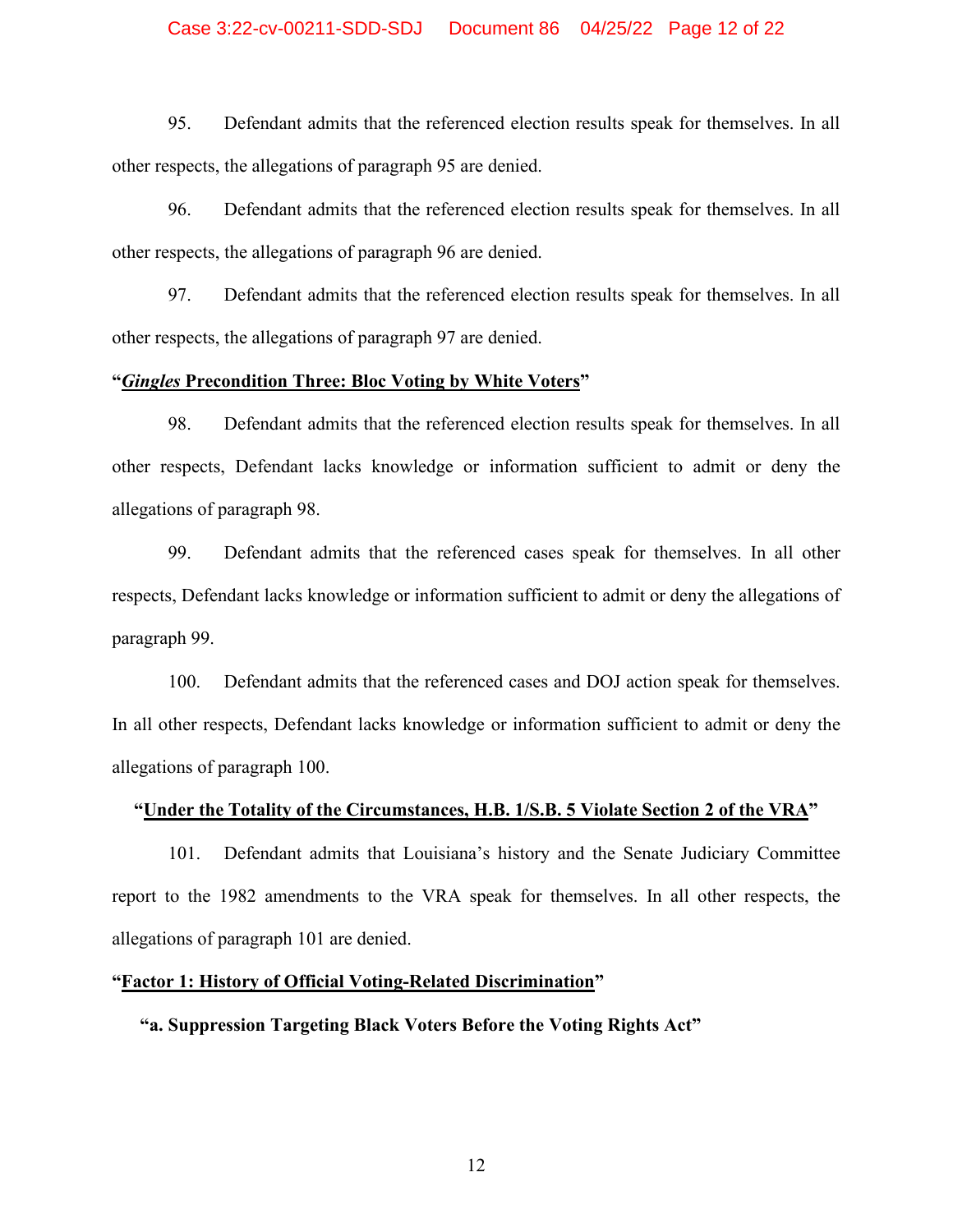95. Defendant admits that the referenced election results speak for themselves. In all other respects, the allegations of paragraph 95 are denied.

96. Defendant admits that the referenced election results speak for themselves. In all other respects, the allegations of paragraph 96 are denied.

97. Defendant admits that the referenced election results speak for themselves. In all other respects, the allegations of paragraph 97 are denied.

**"*Gingles* Precondition Three: Bloc Voting by White Voters"**

98. Defendant admits that the referenced election results speak for themselves. In all other respects, Defendant lacks knowledge or information sufficient to admit or deny the allegations of paragraph 98.

99. Defendant admits that the referenced cases speak for themselves. In all other respects, Defendant lacks knowledge or information sufficient to admit or deny the allegations of paragraph 99.

100. Defendant admits that the referenced cases and DOJ action speak for themselves. In all other respects, Defendant lacks knowledge or information sufficient to admit or deny the allegations of paragraph 100.

**"Under the Totality of the Circumstances, H.B. 1/S.B. 5 Violate Section 2 of the VRA"**

101. Defendant admits that Louisiana's history and the Senate Judiciary Committee report to the 1982 amendments to the VRA speak for themselves. In all other respects, the allegations of paragraph 101 are denied.

**"Factor 1: History of Official Voting-Related Discrimination"**

**"a. Suppression Targeting Black Voters Before the Voting Rights Act"**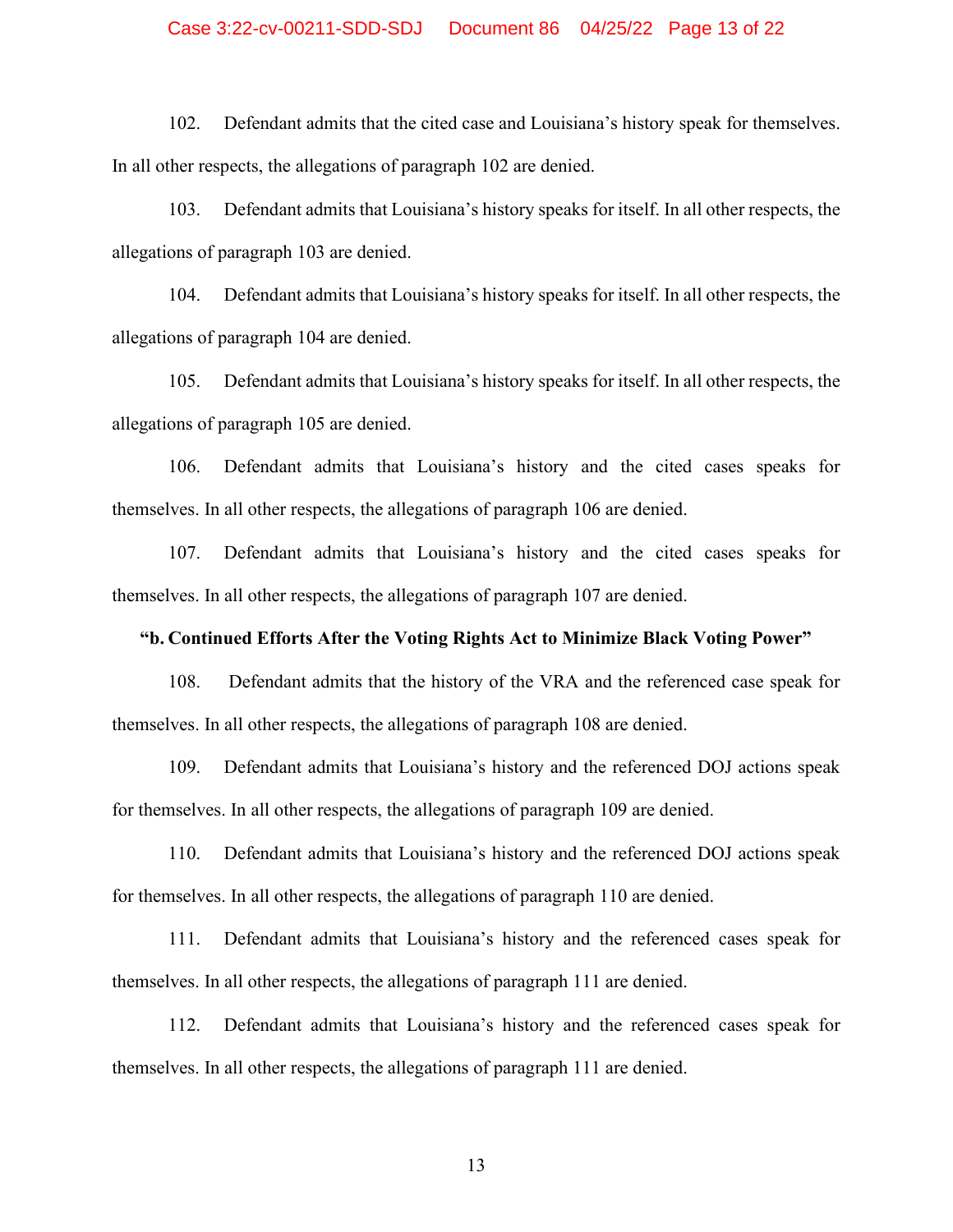102. Defendant admits that the cited case and Louisiana's history speak for themselves. In all other respects, the allegations of paragraph 102 are denied.

103. Defendant admits that Louisiana's history speaks for itself. In all other respects, the allegations of paragraph 103 are denied.

104. Defendant admits that Louisiana's history speaks for itself. In all other respects, the allegations of paragraph 104 are denied.

105. Defendant admits that Louisiana's history speaks for itself. In all other respects, the allegations of paragraph 105 are denied.

106. Defendant admits that Louisiana's history and the cited cases speaks for themselves. In all other respects, the allegations of paragraph 106 are denied.

107. Defendant admits that Louisiana's history and the cited cases speaks for themselves. In all other respects, the allegations of paragraph 107 are denied.

**"b. Continued Efforts After the Voting Rights Act to Minimize Black Voting Power"**

108. Defendant admits that the history of the VRA and the referenced case speak for themselves. In all other respects, the allegations of paragraph 108 are denied.

109. Defendant admits that Louisiana's history and the referenced DOJ actions speak for themselves. In all other respects, the allegations of paragraph 109 are denied.

110. Defendant admits that Louisiana's history and the referenced DOJ actions speak for themselves. In all other respects, the allegations of paragraph 110 are denied.

111. Defendant admits that Louisiana's history and the referenced cases speak for themselves. In all other respects, the allegations of paragraph 111 are denied.

112. Defendant admits that Louisiana's history and the referenced cases speak for themselves. In all other respects, the allegations of paragraph 111 are denied.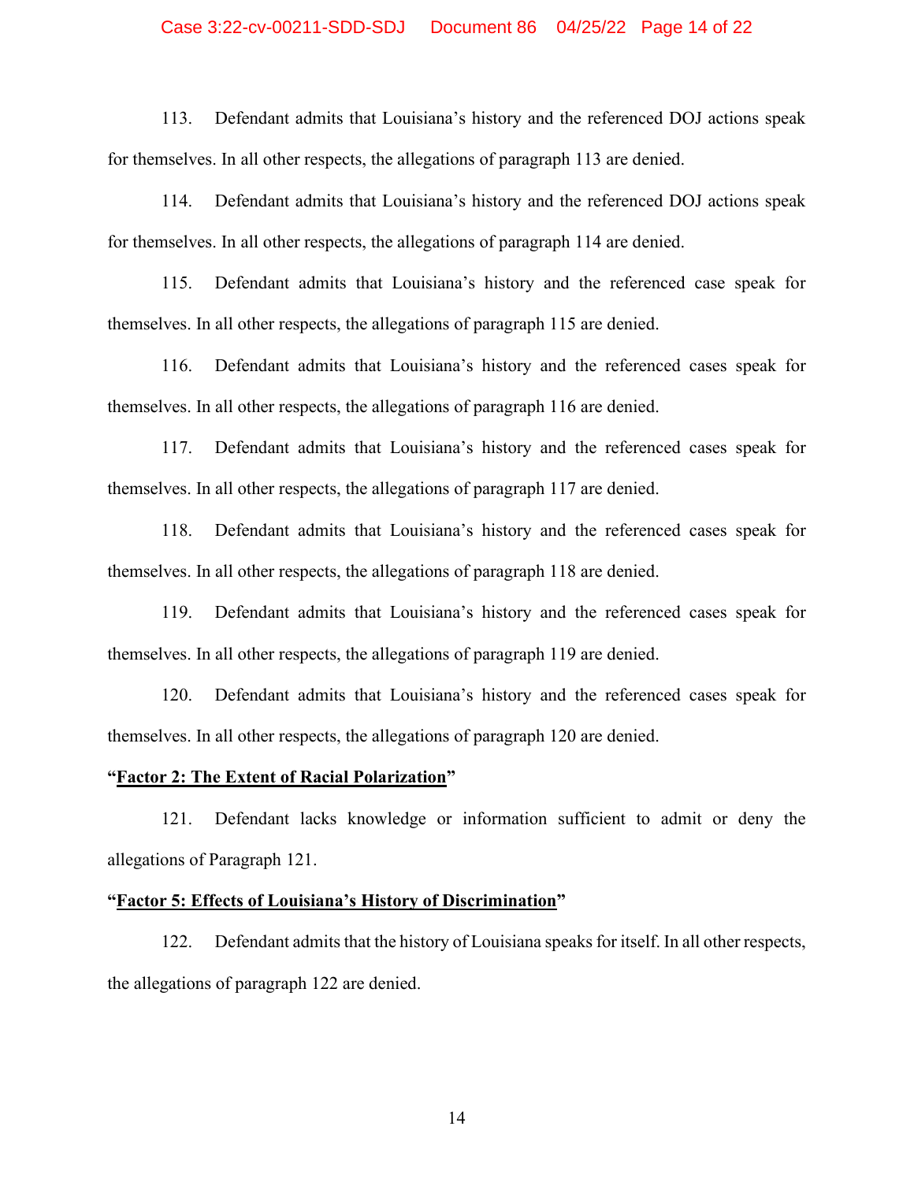113. Defendant admits that Louisiana's history and the referenced DOJ actions speak for themselves. In all other respects, the allegations of paragraph 113 are denied.

114. Defendant admits that Louisiana's history and the referenced DOJ actions speak for themselves. In all other respects, the allegations of paragraph 114 are denied.

115. Defendant admits that Louisiana's history and the referenced case speak for themselves. In all other respects, the allegations of paragraph 115 are denied.

116. Defendant admits that Louisiana's history and the referenced cases speak for themselves. In all other respects, the allegations of paragraph 116 are denied.

117. Defendant admits that Louisiana's history and the referenced cases speak for themselves. In all other respects, the allegations of paragraph 117 are denied.

118. Defendant admits that Louisiana's history and the referenced cases speak for themselves. In all other respects, the allegations of paragraph 118 are denied.

119. Defendant admits that Louisiana's history and the referenced cases speak for themselves. In all other respects, the allegations of paragraph 119 are denied.

120. Defendant admits that Louisiana's history and the referenced cases speak for themselves. In all other respects, the allegations of paragraph 120 are denied.

**"Factor 2: The Extent of Racial Polarization"**

121. Defendant lacks knowledge or information sufficient to admit or deny the allegations of Paragraph 121.

**"Factor 5: Effects of Louisiana's History of Discrimination"**

122. Defendant admits that the history of Louisiana speaks for itself. In all other respects, the allegations of paragraph 122 are denied.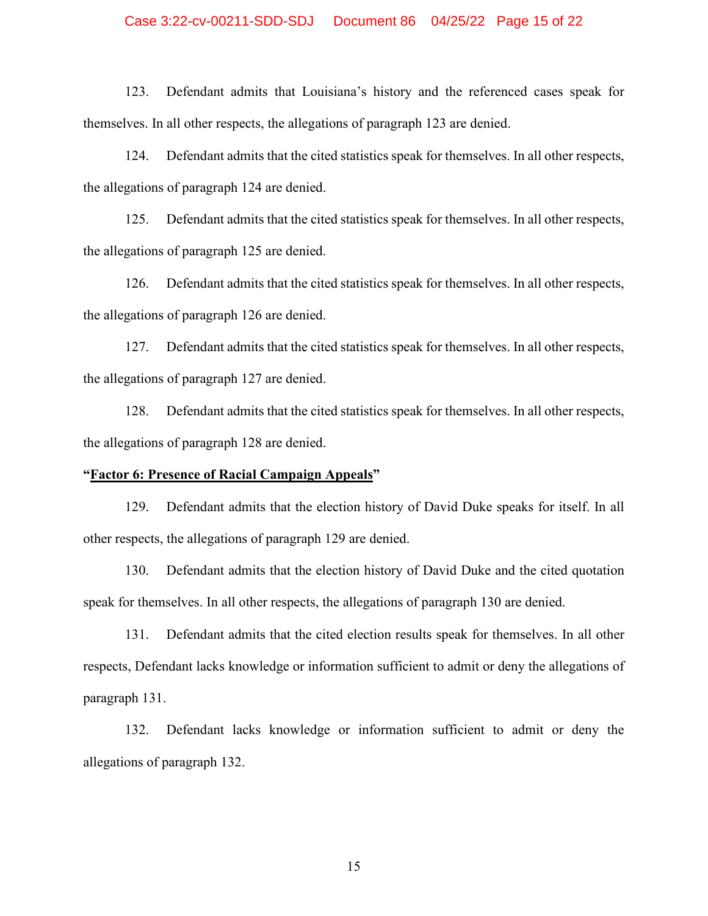123. Defendant admits that Louisiana's history and the referenced cases speak for themselves. In all other respects, the allegations of paragraph 123 are denied.

124. Defendant admits that the cited statistics speak for themselves. In all other respects, the allegations of paragraph 124 are denied.

125. Defendant admits that the cited statistics speak for themselves. In all other respects, the allegations of paragraph 125 are denied.

126. Defendant admits that the cited statistics speak for themselves. In all other respects, the allegations of paragraph 126 are denied.

127. Defendant admits that the cited statistics speak for themselves. In all other respects, the allegations of paragraph 127 are denied.

128. Defendant admits that the cited statistics speak for themselves. In all other respects, the allegations of paragraph 128 are denied.

**"Factor 6: Presence of Racial Campaign Appeals"**

129. Defendant admits that the election history of David Duke speaks for itself. In all other respects, the allegations of paragraph 129 are denied.

130. Defendant admits that the election history of David Duke and the cited quotation speak for themselves. In all other respects, the allegations of paragraph 130 are denied.

131. Defendant admits that the cited election results speak for themselves. In all other respects, Defendant lacks knowledge or information sufficient to admit or deny the allegations of paragraph 131.

132. Defendant lacks knowledge or information sufficient to admit or deny the allegations of paragraph 132.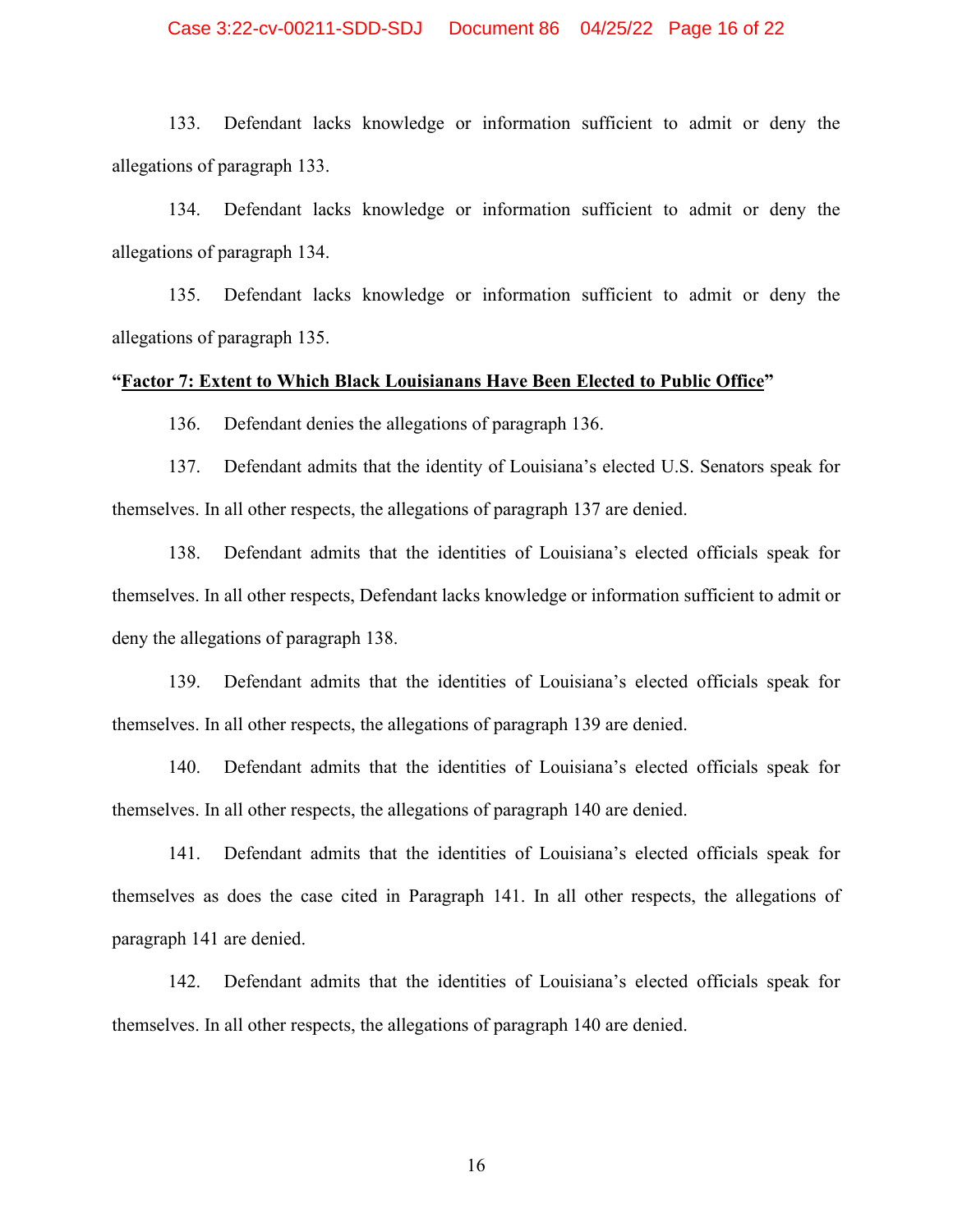133. Defendant lacks knowledge or information sufficient to admit or deny the allegations of paragraph 133.

134. Defendant lacks knowledge or information sufficient to admit or deny the allegations of paragraph 134.

135. Defendant lacks knowledge or information sufficient to admit or deny the allegations of paragraph 135.

**"<u>Factor 7: Extent to Which Black Louisianans Have Been Elected to Public Office</u>"**

136. Defendant denies the allegations of paragraph 136.

137. Defendant admits that the identity of Louisiana's elected U.S. Senators speak for themselves. In all other respects, the allegations of paragraph 137 are denied.

138. Defendant admits that the identities of Louisiana's elected officials speak for themselves. In all other respects, Defendant lacks knowledge or information sufficient to admit or deny the allegations of paragraph 138.

139. Defendant admits that the identities of Louisiana's elected officials speak for themselves. In all other respects, the allegations of paragraph 139 are denied.

140. Defendant admits that the identities of Louisiana's elected officials speak for themselves. In all other respects, the allegations of paragraph 140 are denied.

141. Defendant admits that the identities of Louisiana's elected officials speak for themselves as does the case cited in Paragraph 141. In all other respects, the allegations of paragraph 141 are denied.

142. Defendant admits that the identities of Louisiana's elected officials speak for themselves. In all other respects, the allegations of paragraph 140 are denied.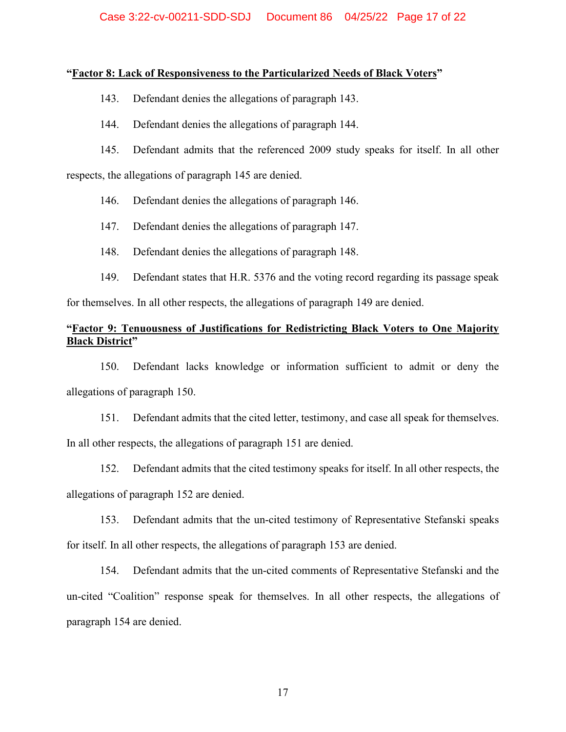**"<u>Factor 8: Lack of Responsiveness to the Particularized Needs of Black Voters</u>"**

143. Defendant denies the allegations of paragraph 143.

144. Defendant denies the allegations of paragraph 144.

145. Defendant admits that the referenced 2009 study speaks for itself. In all other respects, the allegations of paragraph 145 are denied.

146. Defendant denies the allegations of paragraph 146.

147. Defendant denies the allegations of paragraph 147.

148. Defendant denies the allegations of paragraph 148.

149. Defendant states that H.R. 5376 and the voting record regarding its passage speak for themselves. In all other respects, the allegations of paragraph 149 are denied.

**"<u>Factor 9: Tenuousness of Justifications for Redistricting Black Voters to One Majority Black District</u>"**

150. Defendant lacks knowledge or information sufficient to admit or deny the allegations of paragraph 150.

151. Defendant admits that the cited letter, testimony, and case all speak for themselves. In all other respects, the allegations of paragraph 151 are denied.

152. Defendant admits that the cited testimony speaks for itself. In all other respects, the allegations of paragraph 152 are denied.

153. Defendant admits that the un-cited testimony of Representative Stefanski speaks for itself. In all other respects, the allegations of paragraph 153 are denied.

154. Defendant admits that the un-cited comments of Representative Stefanski and the un-cited "Coalition" response speak for themselves. In all other respects, the allegations of paragraph 154 are denied.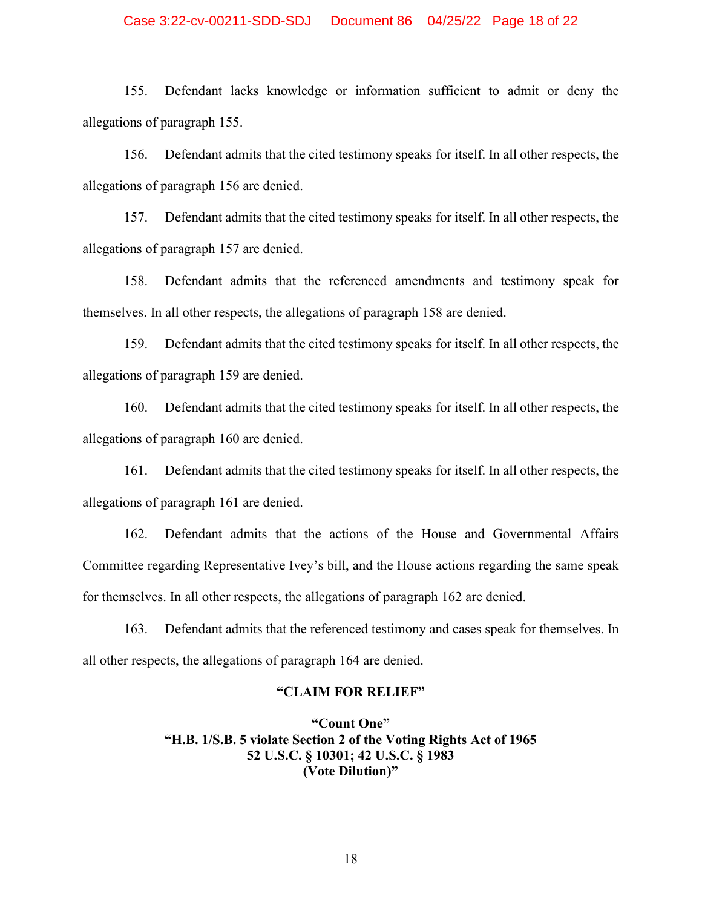155. Defendant lacks knowledge or information sufficient to admit or deny the allegations of paragraph 155.

156. Defendant admits that the cited testimony speaks for itself. In all other respects, the allegations of paragraph 156 are denied.

157. Defendant admits that the cited testimony speaks for itself. In all other respects, the allegations of paragraph 157 are denied.

158. Defendant admits that the referenced amendments and testimony speak for themselves. In all other respects, the allegations of paragraph 158 are denied.

159. Defendant admits that the cited testimony speaks for itself. In all other respects, the allegations of paragraph 159 are denied.

160. Defendant admits that the cited testimony speaks for itself. In all other respects, the allegations of paragraph 160 are denied.

161. Defendant admits that the cited testimony speaks for itself. In all other respects, the allegations of paragraph 161 are denied.

162. Defendant admits that the actions of the House and Governmental Affairs Committee regarding Representative Ivey's bill, and the House actions regarding the same speak for themselves. In all other respects, the allegations of paragraph 162 are denied.

163. Defendant admits that the referenced testimony and cases speak for themselves. In all other respects, the allegations of paragraph 164 are denied.

## "CLAIM FOR RELIEF"

### "Count One"
### "H.B. 1/S.B. 5 violate Section 2 of the Voting Rights Act of 1965 52 U.S.C. § 10301; 42 U.S.C. § 1983 (Vote Dilution)"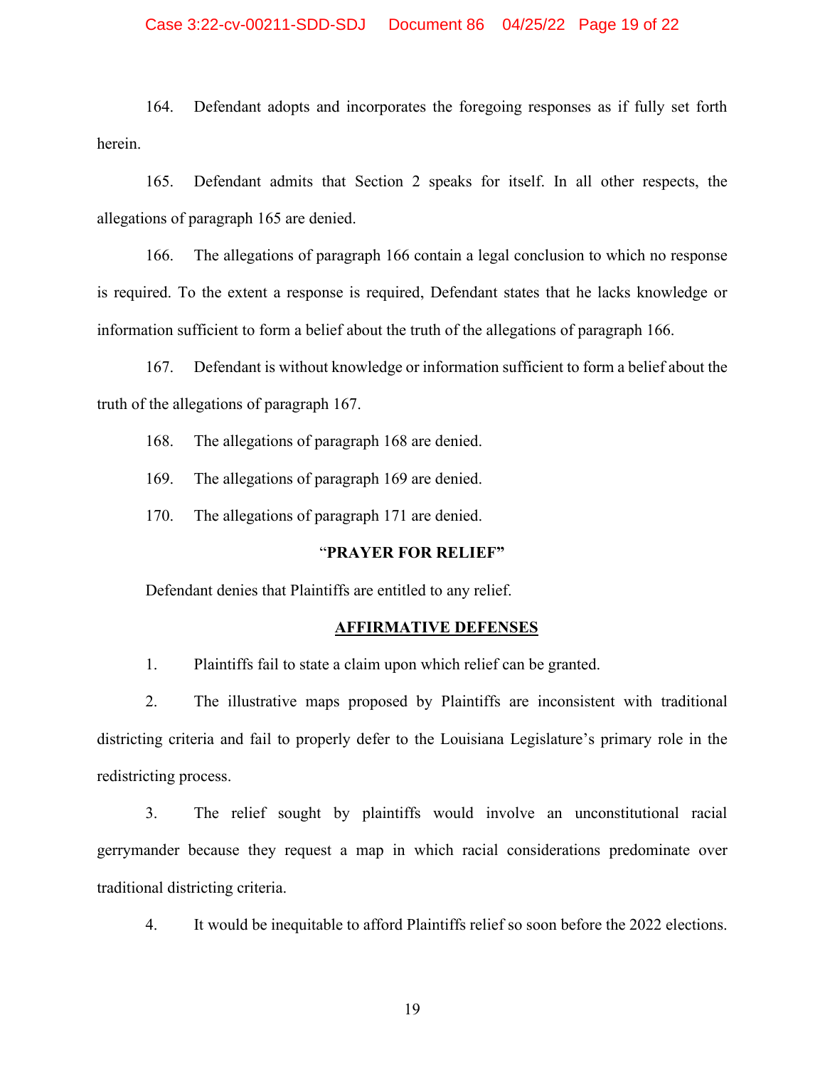164. Defendant adopts and incorporates the foregoing responses as if fully set forth herein.

165. Defendant admits that Section 2 speaks for itself. In all other respects, the allegations of paragraph 165 are denied.

166. The allegations of paragraph 166 contain a legal conclusion to which no response is required. To the extent a response is required, Defendant states that he lacks knowledge or information sufficient to form a belief about the truth of the allegations of paragraph 166.

167. Defendant is without knowledge or information sufficient to form a belief about the truth of the allegations of paragraph 167.

168. The allegations of paragraph 168 are denied.

169. The allegations of paragraph 169 are denied.

170. The allegations of paragraph 171 are denied.

"**PRAYER FOR RELIEF"**

Defendant denies that Plaintiffs are entitled to any relief.

**AFFIRMATIVE DEFENSES**

1. Plaintiffs fail to state a claim upon which relief can be granted.

2. The illustrative maps proposed by Plaintiffs are inconsistent with traditional districting criteria and fail to properly defer to the Louisiana Legislature's primary role in the redistricting process.

3. The relief sought by plaintiffs would involve an unconstitutional racial gerrymander because they request a map in which racial considerations predominate over traditional districting criteria.

4. It would be inequitable to afford Plaintiffs relief so soon before the 2022 elections.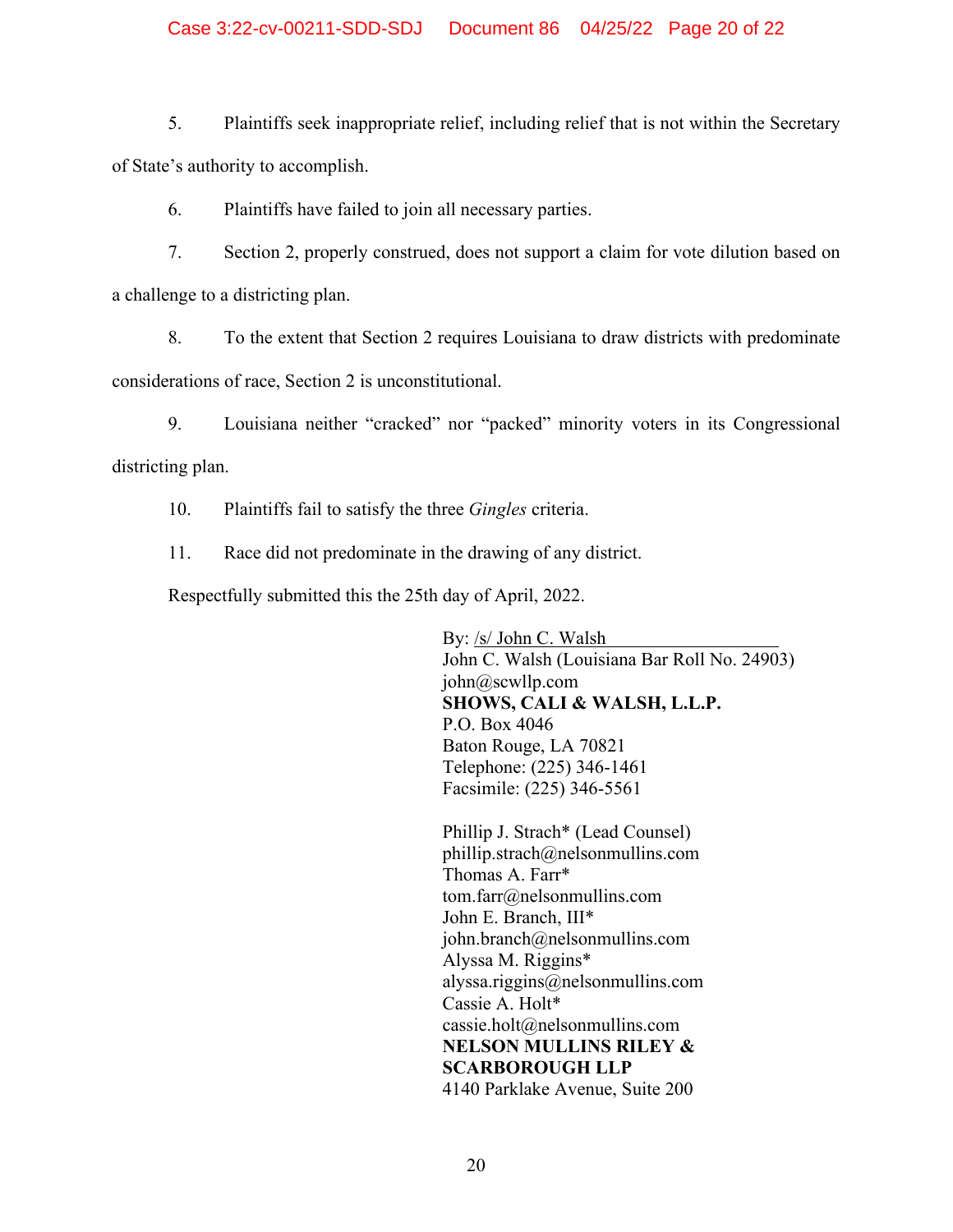5. Plaintiffs seek inappropriate relief, including relief that is not within the Secretary of State's authority to accomplish.

6. Plaintiffs have failed to join all necessary parties.

7. Section 2, properly construed, does not support a claim for vote dilution based on a challenge to a districting plan.

8. To the extent that Section 2 requires Louisiana to draw districts with predominate considerations of race, Section 2 is unconstitutional.

9. Louisiana neither "cracked" nor "packed" minority voters in its Congressional districting plan.

10. Plaintiffs fail to satisfy the three *Gingles* criteria.

11. Race did not predominate in the drawing of any district.

Respectfully submitted this the 25th day of April, 2022.

By: /s/ John C. Walsh
John C. Walsh (Louisiana Bar Roll No. 24903)
john@scwllp.com
**SHOWS, CALI & WALSH, L.L.P.**
P.O. Box 4046
Baton Rouge, LA 70821
Telephone: (225) 346-1461
Facsimile: (225) 346-5561

Phillip J. Strach* (Lead Counsel)
phillip.strach@nelsonmullins.com
Thomas A. Farr*
tom.farr@nelsonmullins.com
John E. Branch, III*
john.branch@nelsonmullins.com
Alyssa M. Riggins*
alyssa.riggins@nelsonmullins.com
Cassie A. Holt*
cassie.holt@nelsonmullins.com
**NELSON MULLINS RILEY & SCARBOROUGH LLP**
4140 Parklake Avenue, Suite 200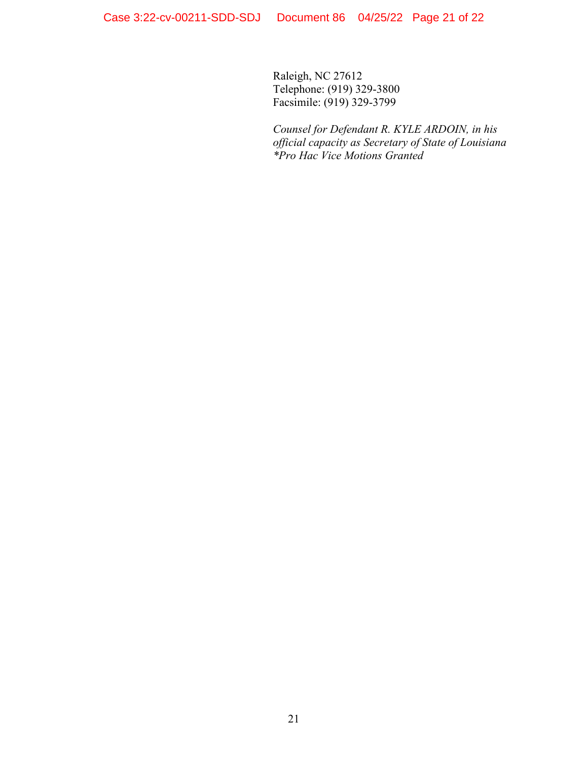Raleigh, NC 27612
Telephone: (919) 329-3800
Facsimile: (919) 329-3799

*Counsel for Defendant R. KYLE ARDOIN, in his official capacity as Secretary of State of Louisiana*
*\*Pro Hac Vice Motions Granted*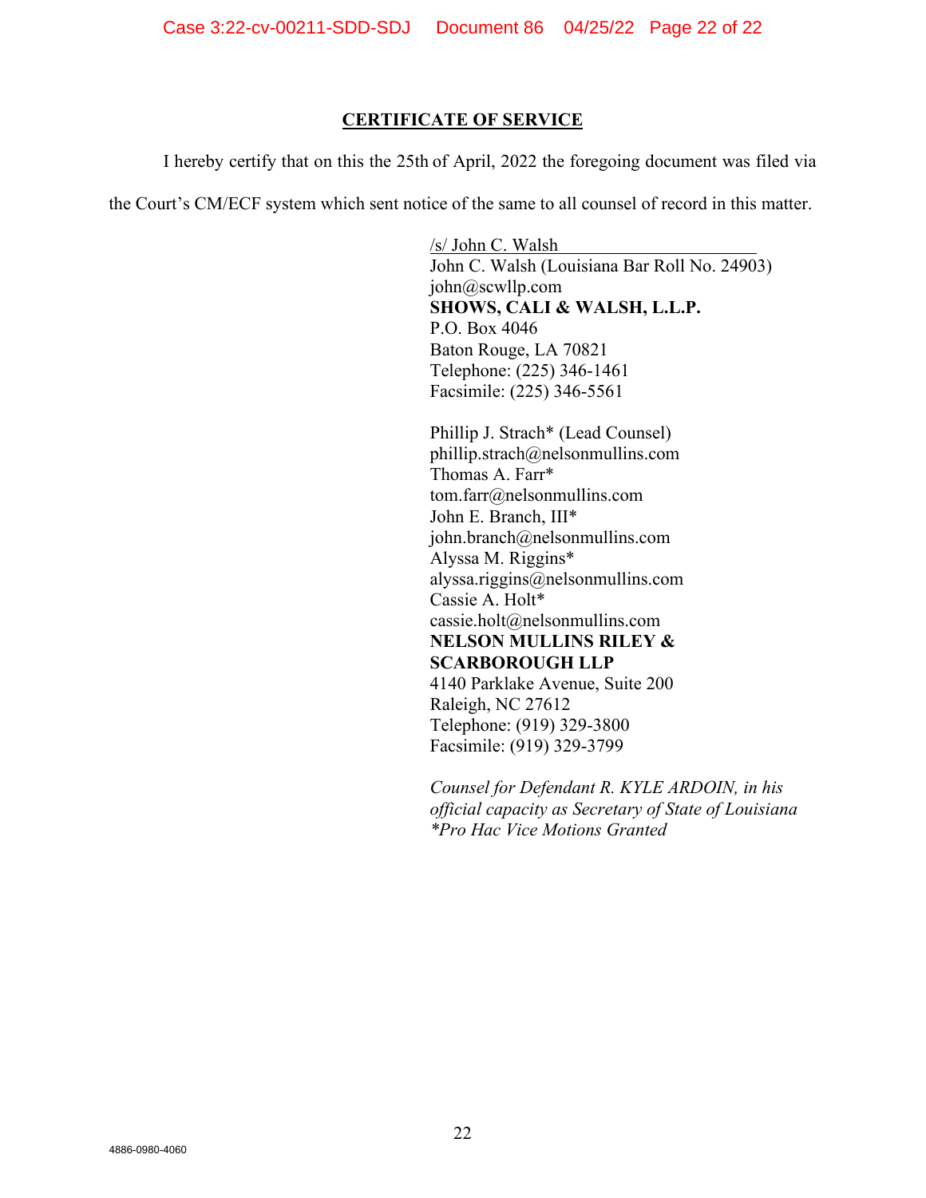## CERTIFICATE OF SERVICE

I hereby certify that on this the 25th of April, 2022 the foregoing document was filed via the Court's CM/ECF system which sent notice of the same to all counsel of record in this matter.

/s/ John C. Walsh
John C. Walsh (Louisiana Bar Roll No. 24903)
john@scwllp.com
**SHOWS, CALI & WALSH, L.L.P.**
P.O. Box 4046
Baton Rouge, LA 70821
Telephone: (225) 346-1461
Facsimile: (225) 346-5561

Phillip J. Strach* (Lead Counsel)
phillip.strach@nelsonmullins.com
Thomas A. Farr*
tom.farr@nelsonmullins.com
John E. Branch, III*
john.branch@nelsonmullins.com
Alyssa M. Riggins*
alyssa.riggins@nelsonmullins.com
Cassie A. Holt*
cassie.holt@nelsonmullins.com
**NELSON MULLINS RILEY & SCARBOROUGH LLP**
4140 Parklake Avenue, Suite 200
Raleigh, NC 27612
Telephone: (919) 329-3800
Facsimile: (919) 329-3799

*Counsel for Defendant R. KYLE ARDOIN, in his official capacity as Secretary of State of Louisiana*
*\*Pro Hac Vice Motions Granted*

4886-0980-4060